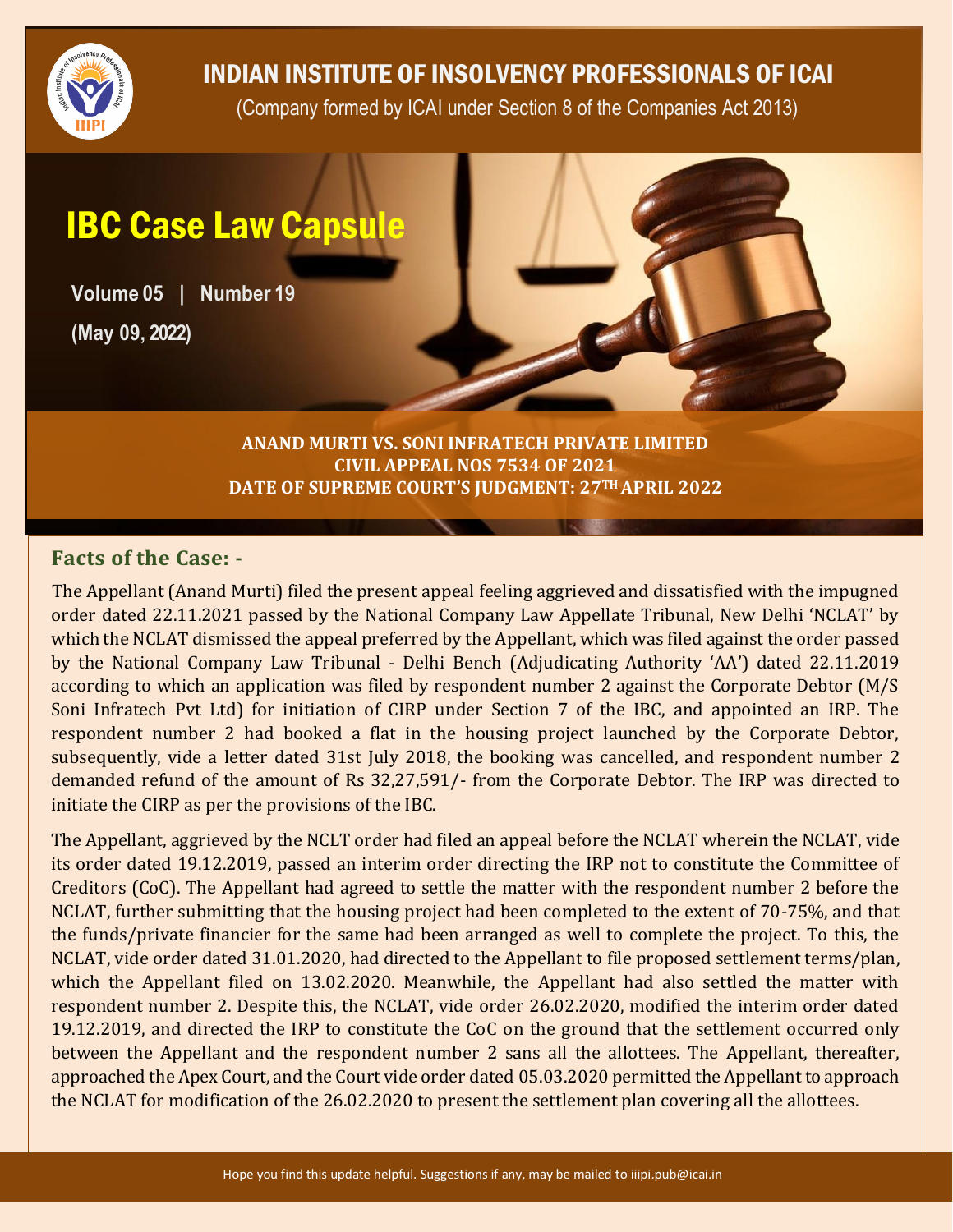# INDIAN INSTITUTE OF INSOLVENCY PROFESSIONALS OF ICAI

(Company formed by ICAI under Section 8 of the Companies Act 2013)

# IBC Case Law Capsule

**Volume 05 | Number 19**

**(May 09, 2022)**

**ANAND MURTI VS. SONI INFRATECH PRIVATE LIMITED**
**CIVIL APPEAL NOS 7534 OF 2021**
**DATE OF SUPREME COURT'S JUDGMENT: 27TH APRIL 2022**

## Facts of the Case: -

The Appellant (Anand Murti) filed the present appeal feeling aggrieved and dissatisfied with the impugned order dated 22.11.2021 passed by the National Company Law Appellate Tribunal, New Delhi 'NCLAT' by which the NCLAT dismissed the appeal preferred by the Appellant, which was filed against the order passed by the National Company Law Tribunal - Delhi Bench (Adjudicating Authority 'AA') dated 22.11.2019 according to which an application was filed by respondent number 2 against the Corporate Debtor (M/S Soni Infratech Pvt Ltd) for initiation of CIRP under Section 7 of the IBC, and appointed an IRP. The respondent number 2 had booked a flat in the housing project launched by the Corporate Debtor, subsequently, vide a letter dated 31st July 2018, the booking was cancelled, and respondent number 2 demanded refund of the amount of Rs 32,27,591/- from the Corporate Debtor. The IRP was directed to initiate the CIRP as per the provisions of the IBC.

The Appellant, aggrieved by the NCLT order had filed an appeal before the NCLAT wherein the NCLAT, vide its order dated 19.12.2019, passed an interim order directing the IRP not to constitute the Committee of Creditors (CoC). The Appellant had agreed to settle the matter with the respondent number 2 before the NCLAT, further submitting that the housing project had been completed to the extent of 70-75%, and that the funds/private financier for the same had been arranged as well to complete the project. To this, the NCLAT, vide order dated 31.01.2020, had directed to the Appellant to file proposed settlement terms/plan, which the Appellant filed on 13.02.2020. Meanwhile, the Appellant had also settled the matter with respondent number 2. Despite this, the NCLAT, vide order 26.02.2020, modified the interim order dated 19.12.2019, and directed the IRP to constitute the CoC on the ground that the settlement occurred only between the Appellant and the respondent number 2 sans all the allottees. The Appellant, thereafter, approached the Apex Court, and the Court vide order dated 05.03.2020 permitted the Appellant to approach the NCLAT for modification of the 26.02.2020 to present the settlement plan covering all the allottees.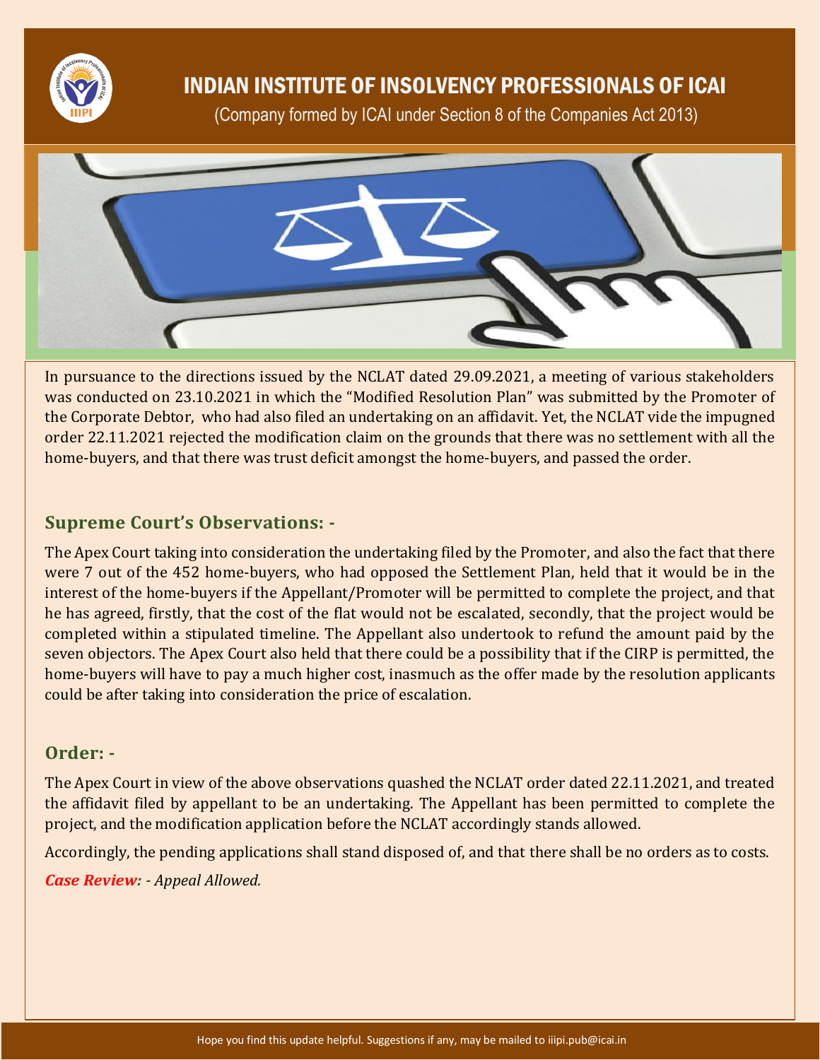In pursuance to the directions issued by the NCLAT dated 29.09.2021, a meeting of various stakeholders was conducted on 23.10.2021 in which the "Modified Resolution Plan" was submitted by the Promoter of the Corporate Debtor, who had also filed an undertaking on an affidavit. Yet, the NCLAT vide the impugned order 22.11.2021 rejected the modification claim on the grounds that there was no settlement with all the home-buyers, and that there was trust deficit amongst the home-buyers, and passed the order.

## Supreme Court's Observations: -

The Apex Court taking into consideration the undertaking filed by the Promoter, and also the fact that there were 7 out of the 452 home-buyers, who had opposed the Settlement Plan, held that it would be in the interest of the home-buyers if the Appellant/Promoter will be permitted to complete the project, and that he has agreed, firstly, that the cost of the flat would not be escalated, secondly, that the project would be completed within a stipulated timeline. The Appellant also undertook to refund the amount paid by the seven objectors. The Apex Court also held that there could be a possibility that if the CIRP is permitted, the home-buyers will have to pay a much higher cost, inasmuch as the offer made by the resolution applicants could be after taking into consideration the price of escalation.

## Order: -

The Apex Court in view of the above observations quashed the NCLAT order dated 22.11.2021, and treated the affidavit filed by appellant to be an undertaking. The Appellant has been permitted to complete the project, and the modification application before the NCLAT accordingly stands allowed.

Accordingly, the pending applications shall stand disposed of, and that there shall be no orders as to costs.

***Case Review:*** *- Appeal Allowed.*